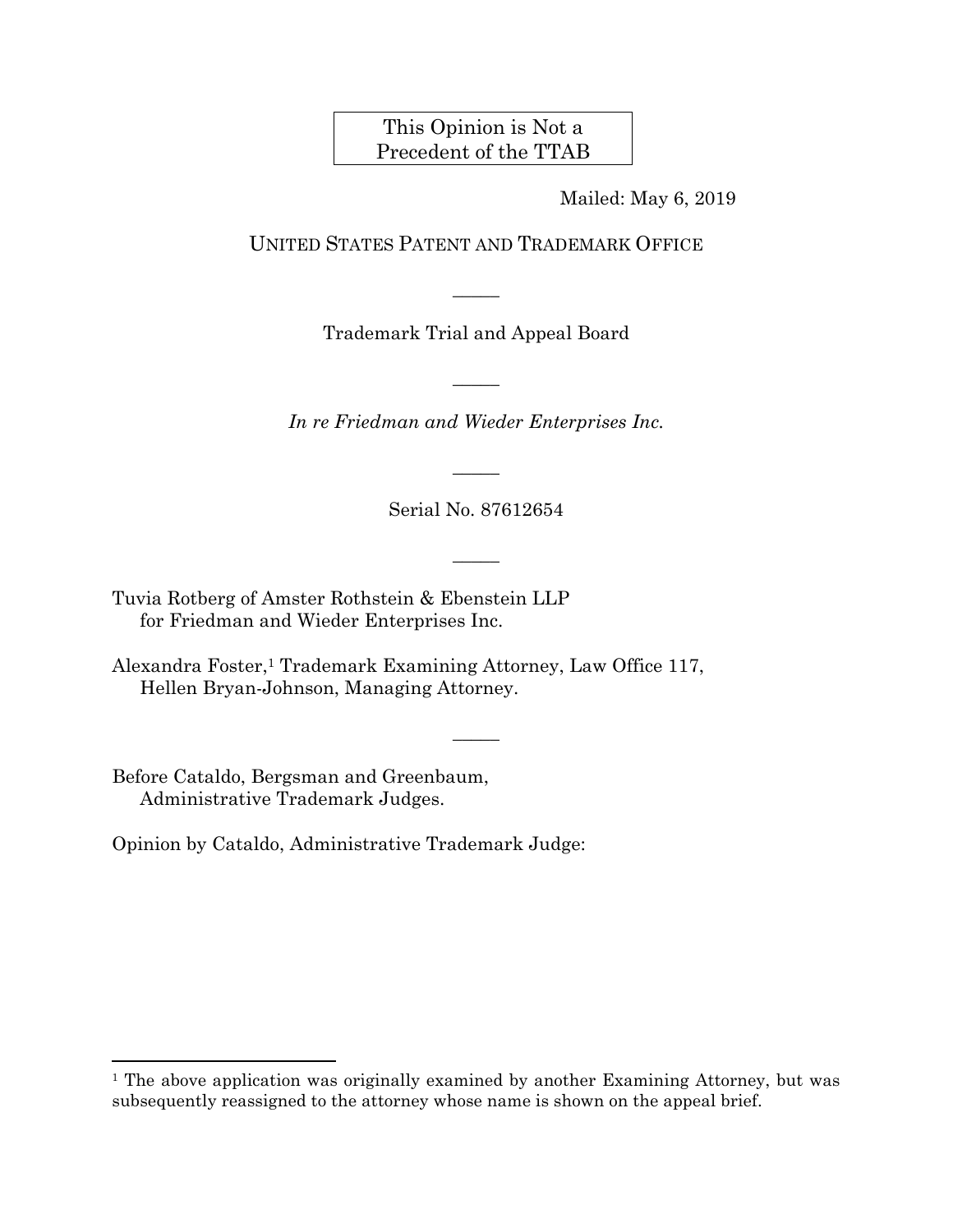This Opinion is Not a Precedent of the TTAB

Mailed: May 6, 2019

UNITED STATES PATENT AND TRADEMARK OFFICE

Trademark Trial and Appeal Board

*In re Friedman and Wieder Enterprises Inc.*

Serial No. 87612654

Tuvia Rotberg of Amster Rothstein & Ebenstein LLP
for Friedman and Wieder Enterprises Inc.

Alexandra Foster,[1] Trademark Examining Attorney, Law Office 117,
Hellen Bryan-Johnson, Managing Attorney.

Before Cataldo, Bergsman and Greenbaum,
Administrative Trademark Judges.

Opinion by Cataldo, Administrative Trademark Judge:

[1] The above application was originally examined by another Examining Attorney, but was subsequently reassigned to the attorney whose name is shown on the appeal brief.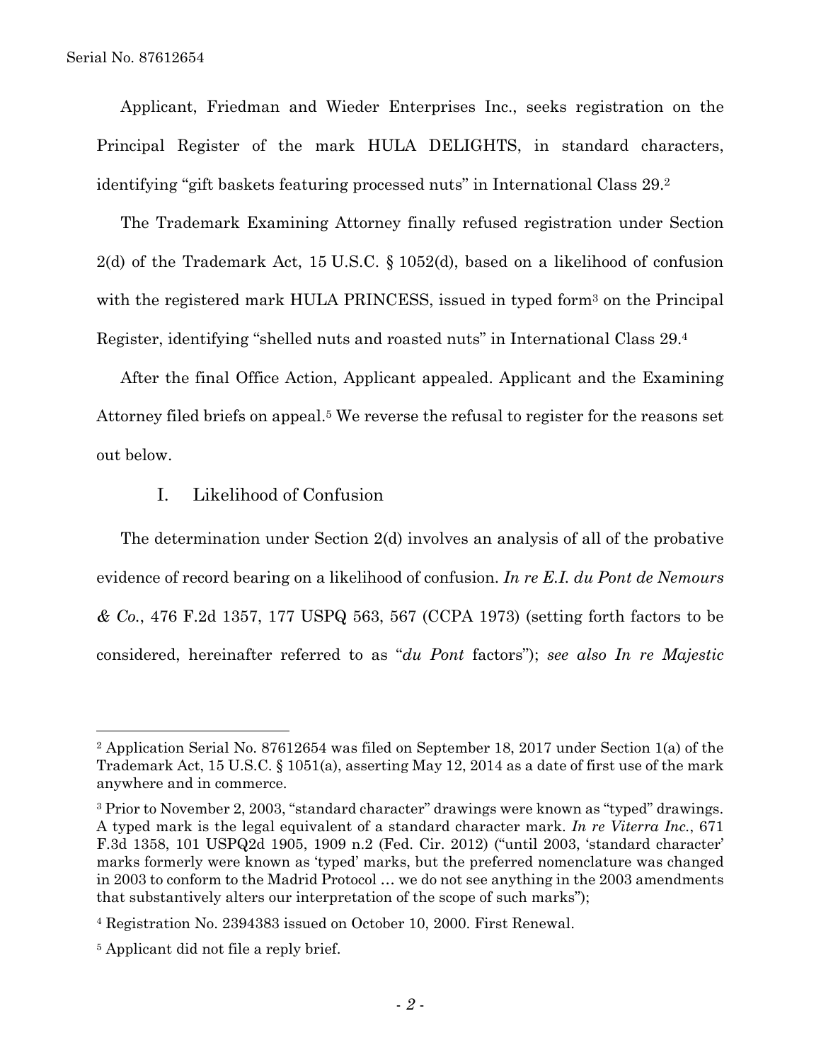Applicant, Friedman and Wieder Enterprises Inc., seeks registration on the Principal Register of the mark HULA DELIGHTS, in standard characters, identifying "gift baskets featuring processed nuts" in International Class 29.[2]

The Trademark Examining Attorney finally refused registration under Section 2(d) of the Trademark Act, 15 U.S.C. § 1052(d), based on a likelihood of confusion with the registered mark HULA PRINCESS, issued in typed form[3] on the Principal Register, identifying "shelled nuts and roasted nuts" in International Class 29.[4]

After the final Office Action, Applicant appealed. Applicant and the Examining Attorney filed briefs on appeal.[5] We reverse the refusal to register for the reasons set out below.

## I. Likelihood of Confusion

The determination under Section 2(d) involves an analysis of all of the probative evidence of record bearing on a likelihood of confusion. *In re E.I. du Pont de Nemours & Co.*, 476 F.2d 1357, 177 USPQ 563, 567 (CCPA 1973) (setting forth factors to be considered, hereinafter referred to as "*du Pont* factors"); *see also In re Majestic*

---

[2] Application Serial No. 87612654 was filed on September 18, 2017 under Section 1(a) of the Trademark Act, 15 U.S.C. § 1051(a), asserting May 12, 2014 as a date of first use of the mark anywhere and in commerce.

[3] Prior to November 2, 2003, "standard character" drawings were known as "typed" drawings. A typed mark is the legal equivalent of a standard character mark. *In re Viterra Inc.*, 671 F.3d 1358, 101 USPQ2d 1905, 1909 n.2 (Fed. Cir. 2012) ("until 2003, 'standard character' marks formerly were known as 'typed' marks, but the preferred nomenclature was changed in 2003 to conform to the Madrid Protocol … we do not see anything in the 2003 amendments that substantively alters our interpretation of the scope of such marks");

[4] Registration No. 2394383 issued on October 10, 2000. First Renewal.

[5] Applicant did not file a reply brief.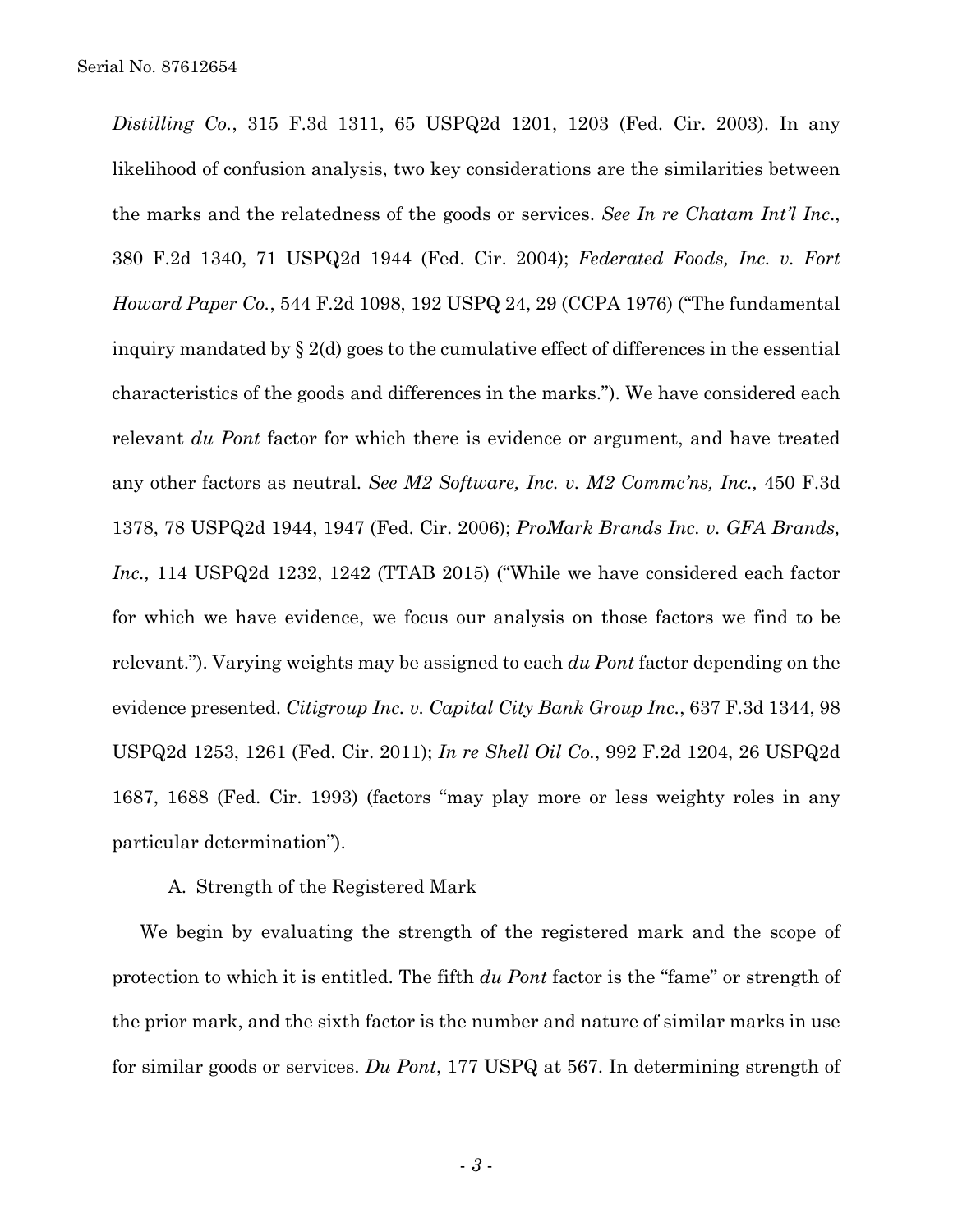*Distilling Co.*, 315 F.3d 1311, 65 USPQ2d 1201, 1203 (Fed. Cir. 2003). In any likelihood of confusion analysis, two key considerations are the similarities between the marks and the relatedness of the goods or services. *See In re Chatam Int'l Inc.*, 380 F.2d 1340, 71 USPQ2d 1944 (Fed. Cir. 2004); *Federated Foods, Inc. v. Fort Howard Paper Co.*, 544 F.2d 1098, 192 USPQ 24, 29 (CCPA 1976) ("The fundamental inquiry mandated by § 2(d) goes to the cumulative effect of differences in the essential characteristics of the goods and differences in the marks."). We have considered each relevant *du Pont* factor for which there is evidence or argument, and have treated any other factors as neutral. *See M2 Software, Inc. v. M2 Commc'ns, Inc.,* 450 F.3d 1378, 78 USPQ2d 1944, 1947 (Fed. Cir. 2006); *ProMark Brands Inc. v. GFA Brands, Inc.,* 114 USPQ2d 1232, 1242 (TTAB 2015) ("While we have considered each factor for which we have evidence, we focus our analysis on those factors we find to be relevant."). Varying weights may be assigned to each *du Pont* factor depending on the evidence presented. *Citigroup Inc. v. Capital City Bank Group Inc.*, 637 F.3d 1344, 98 USPQ2d 1253, 1261 (Fed. Cir. 2011); *In re Shell Oil Co.*, 992 F.2d 1204, 26 USPQ2d 1687, 1688 (Fed. Cir. 1993) (factors "may play more or less weighty roles in any particular determination").

A. Strength of the Registered Mark

We begin by evaluating the strength of the registered mark and the scope of protection to which it is entitled. The fifth *du Pont* factor is the "fame" or strength of the prior mark, and the sixth factor is the number and nature of similar marks in use for similar goods or services. *Du Pont*, 177 USPQ at 567. In determining strength of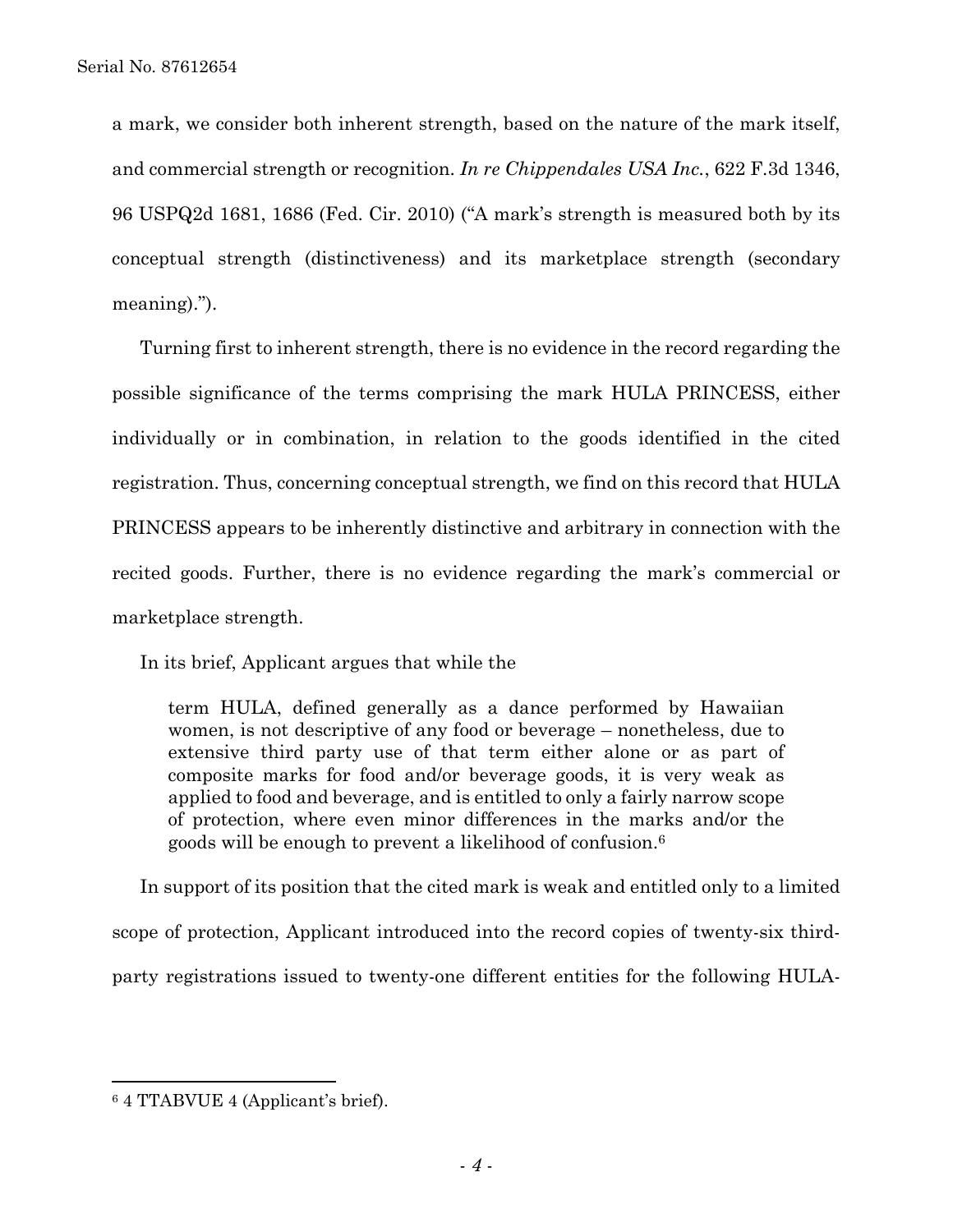a mark, we consider both inherent strength, based on the nature of the mark itself, and commercial strength or recognition. *In re Chippendales USA Inc.*, 622 F.3d 1346, 96 USPQ2d 1681, 1686 (Fed. Cir. 2010) ("A mark's strength is measured both by its conceptual strength (distinctiveness) and its marketplace strength (secondary meaning).").

Turning first to inherent strength, there is no evidence in the record regarding the possible significance of the terms comprising the mark HULA PRINCESS, either individually or in combination, in relation to the goods identified in the cited registration. Thus, concerning conceptual strength, we find on this record that HULA PRINCESS appears to be inherently distinctive and arbitrary in connection with the recited goods. Further, there is no evidence regarding the mark's commercial or marketplace strength.

In its brief, Applicant argues that while the

> term HULA, defined generally as a dance performed by Hawaiian women, is not descriptive of any food or beverage – nonetheless, due to extensive third party use of that term either alone or as part of composite marks for food and/or beverage goods, it is very weak as applied to food and beverage, and is entitled to only a fairly narrow scope of protection, where even minor differences in the marks and/or the goods will be enough to prevent a likelihood of confusion.[6]

In support of its position that the cited mark is weak and entitled only to a limited scope of protection, Applicant introduced into the record copies of twenty-six third-party registrations issued to twenty-one different entities for the following HULA-

---

[6] 4 TTABVUE 4 (Applicant's brief).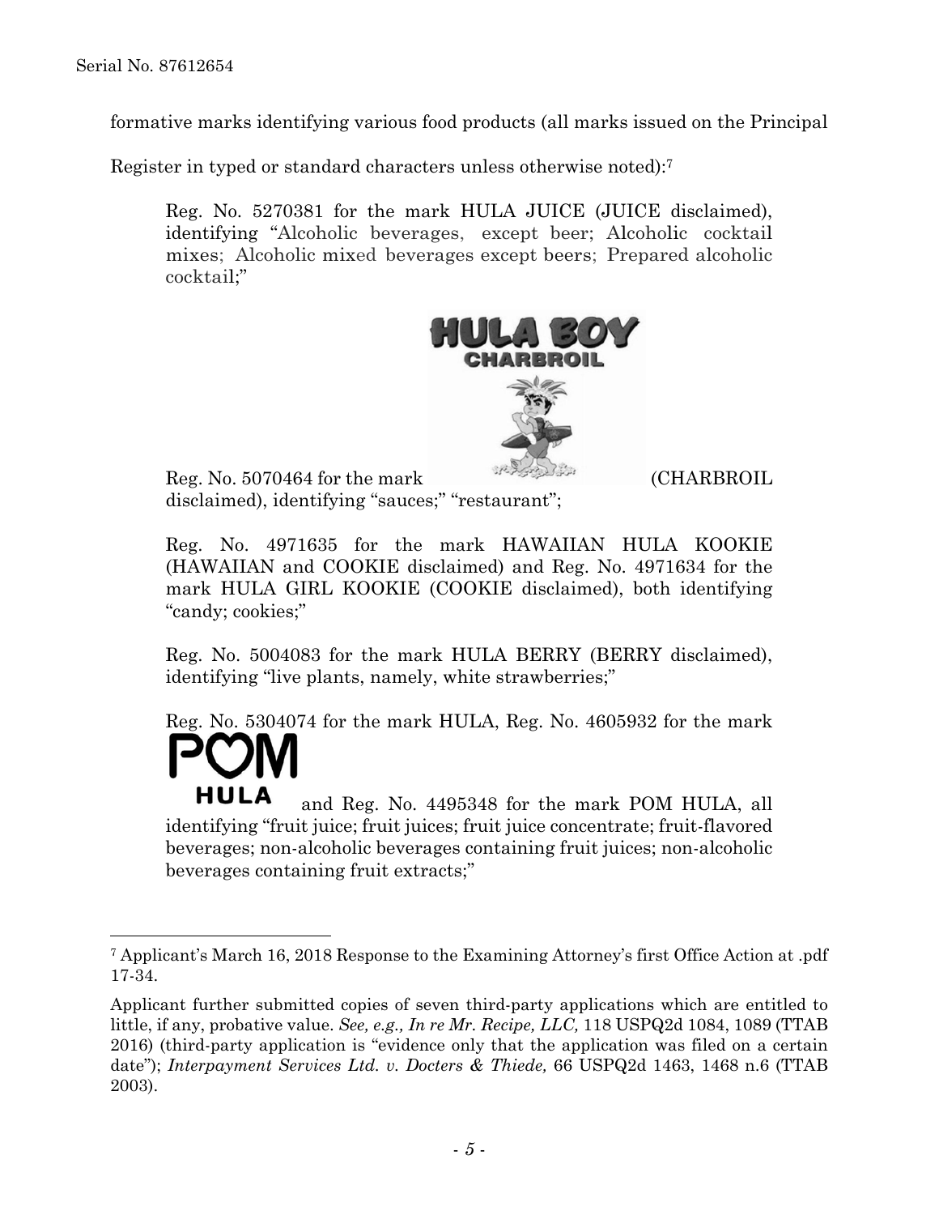formative marks identifying various food products (all marks issued on the Principal Register in typed or standard characters unless otherwise noted):[7]

> Reg. No. 5270381 for the mark HULA JUICE (JUICE disclaimed), identifying "Alcoholic beverages, except beer; Alcoholic cocktail mixes; Alcoholic mixed beverages except beers; Prepared alcoholic cocktail;"
>
> Reg. No. 5070464 for the mark HULA BOY CHARBROIL (CHARBROIL disclaimed), identifying "sauces;" "restaurant";
>
> Reg. No. 4971635 for the mark HAWAIIAN HULA KOOKIE (HAWAIIAN and COOKIE disclaimed) and Reg. No. 4971634 for the mark HULA GIRL KOOKIE (COOKIE disclaimed), both identifying "candy; cookies;"
>
> Reg. No. 5004083 for the mark HULA BERRY (BERRY disclaimed), identifying "live plants, namely, white strawberries;"
>
> Reg. No. 5304074 for the mark HULA, Reg. No. 4605932 for the mark POM HULA and Reg. No. 4495348 for the mark POM HULA, all identifying "fruit juice; fruit juices; fruit juice concentrate; fruit-flavored beverages; non-alcoholic beverages containing fruit juices; non-alcoholic beverages containing fruit extracts;"

---

[7] Applicant's March 16, 2018 Response to the Examining Attorney's first Office Action at .pdf 17-34.

Applicant further submitted copies of seven third-party applications which are entitled to little, if any, probative value. *See, e.g., In re Mr. Recipe, LLC,* 118 USPQ2d 1084, 1089 (TTAB 2016) (third-party application is "evidence only that the application was filed on a certain date"); *Interpayment Services Ltd. v. Docters & Thiede,* 66 USPQ2d 1463, 1468 n.6 (TTAB 2003).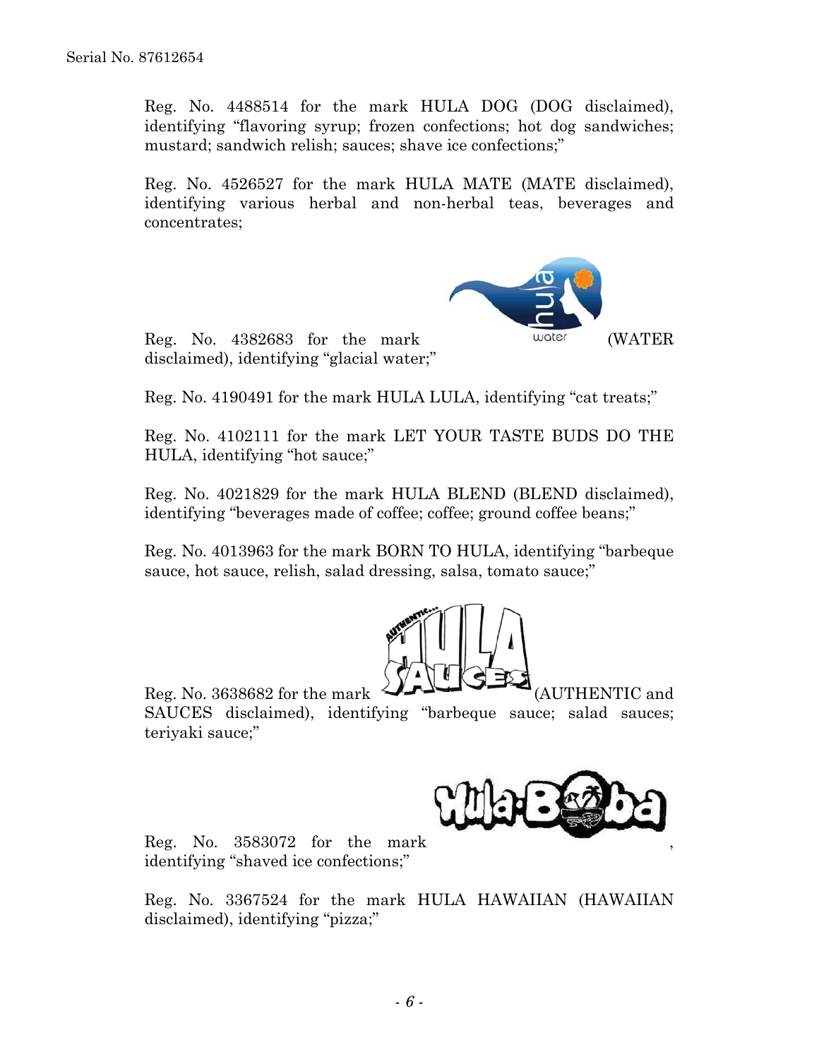Reg. No. 4488514 for the mark HULA DOG (DOG disclaimed), identifying "flavoring syrup; frozen confections; hot dog sandwiches; mustard; sandwich relish; sauces; shave ice confections;"

Reg. No. 4526527 for the mark HULA MATE (MATE disclaimed), identifying various herbal and non-herbal teas, beverages and concentrates;

Reg. No. 4382683 for the mark (WATER disclaimed), identifying "glacial water;"

Reg. No. 4190491 for the mark HULA LULA, identifying "cat treats;"

Reg. No. 4102111 for the mark LET YOUR TASTE BUDS DO THE HULA, identifying "hot sauce;"

Reg. No. 4021829 for the mark HULA BLEND (BLEND disclaimed), identifying "beverages made of coffee; coffee; ground coffee beans;"

Reg. No. 4013963 for the mark BORN TO HULA, identifying "barbeque sauce, hot sauce, relish, salad dressing, salsa, tomato sauce;"

Reg. No. 3638682 for the mark (AUTHENTIC and SAUCES disclaimed), identifying "barbeque sauce; salad sauces; teriyaki sauce;"

Reg. No. 3583072 for the mark , identifying "shaved ice confections;"

Reg. No. 3367524 for the mark HULA HAWAIIAN (HAWAIIAN disclaimed), identifying "pizza;"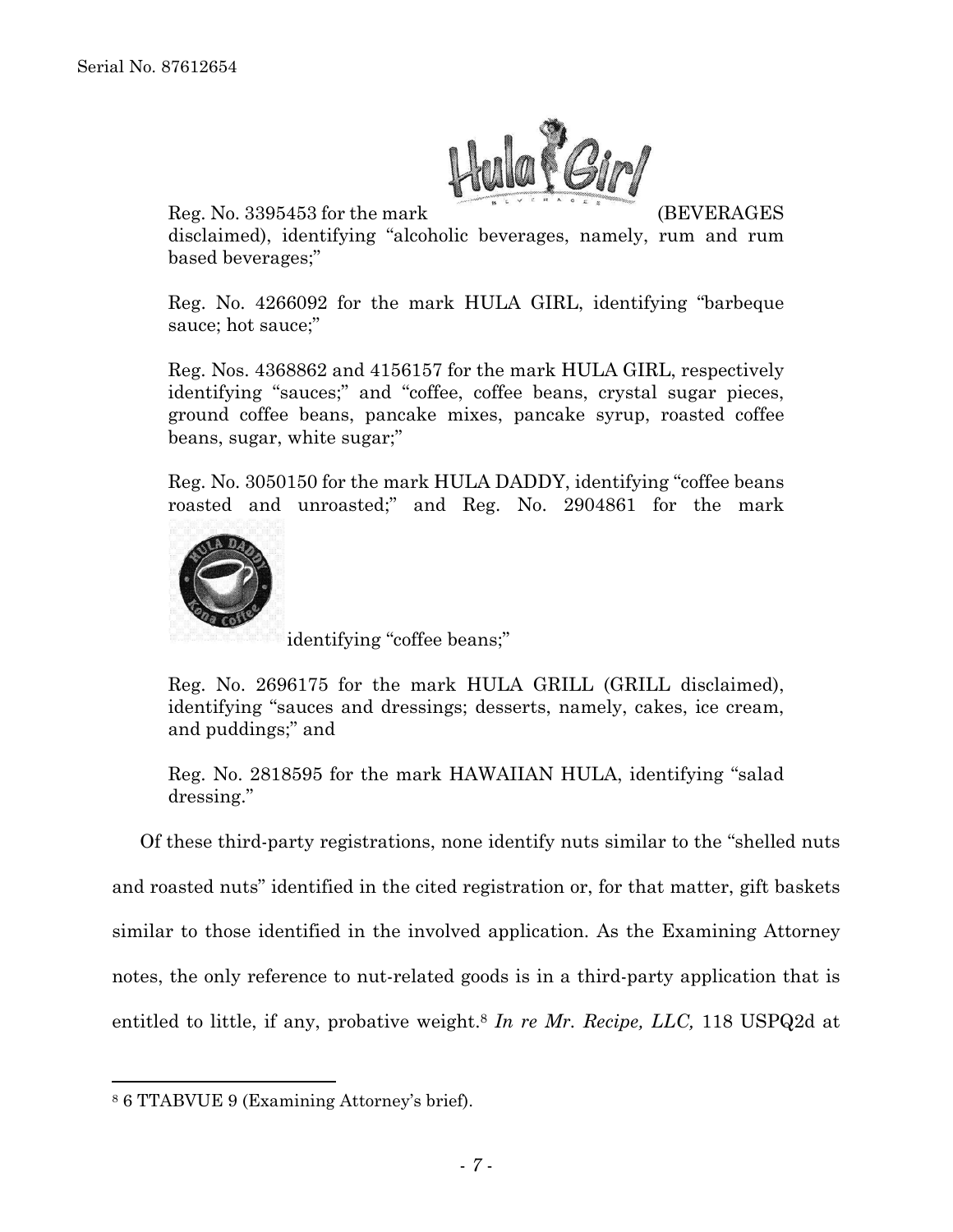Reg. No. 3395453 for the mark (BEVERAGES disclaimed), identifying "alcoholic beverages, namely, rum and rum based beverages;"

Reg. No. 4266092 for the mark HULA GIRL, identifying "barbeque sauce; hot sauce;"

Reg. Nos. 4368862 and 4156157 for the mark HULA GIRL, respectively identifying "sauces;" and "coffee, coffee beans, crystal sugar pieces, ground coffee beans, pancake mixes, pancake syrup, roasted coffee beans, sugar, white sugar;"

Reg. No. 3050150 for the mark HULA DADDY, identifying "coffee beans roasted and unroasted;" and Reg. No. 2904861 for the mark identifying "coffee beans;"

Reg. No. 2696175 for the mark HULA GRILL (GRILL disclaimed), identifying "sauces and dressings; desserts, namely, cakes, ice cream, and puddings;" and

Reg. No. 2818595 for the mark HAWAIIAN HULA, identifying "salad dressing."

Of these third-party registrations, none identify nuts similar to the "shelled nuts and roasted nuts" identified in the cited registration or, for that matter, gift baskets similar to those identified in the involved application. As the Examining Attorney notes, the only reference to nut-related goods is in a third-party application that is entitled to little, if any, probative weight.[8] *In re Mr. Recipe, LLC,* 118 USPQ2d at

---

[8] 6 TTABVUE 9 (Examining Attorney's brief).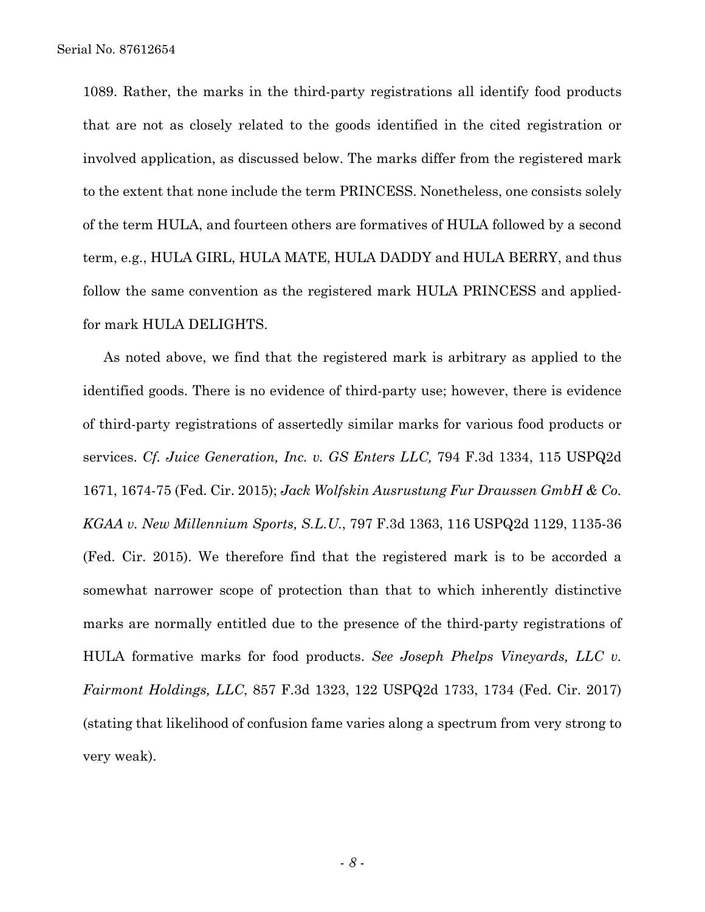1089. Rather, the marks in the third-party registrations all identify food products that are not as closely related to the goods identified in the cited registration or involved application, as discussed below. The marks differ from the registered mark to the extent that none include the term PRINCESS. Nonetheless, one consists solely of the term HULA, and fourteen others are formatives of HULA followed by a second term, e.g., HULA GIRL, HULA MATE, HULA DADDY and HULA BERRY, and thus follow the same convention as the registered mark HULA PRINCESS and applied-for mark HULA DELIGHTS.

As noted above, we find that the registered mark is arbitrary as applied to the identified goods. There is no evidence of third-party use; however, there is evidence of third-party registrations of assertedly similar marks for various food products or services. *Cf. Juice Generation, Inc. v. GS Enters LLC,* 794 F.3d 1334, 115 USPQ2d 1671, 1674-75 (Fed. Cir. 2015); *Jack Wolfskin Ausrustung Fur Draussen GmbH & Co. KGAA v. New Millennium Sports, S.L.U.*, 797 F.3d 1363, 116 USPQ2d 1129, 1135-36 (Fed. Cir. 2015). We therefore find that the registered mark is to be accorded a somewhat narrower scope of protection than that to which inherently distinctive marks are normally entitled due to the presence of the third-party registrations of HULA formative marks for food products. *See Joseph Phelps Vineyards, LLC v. Fairmont Holdings, LLC*, 857 F.3d 1323, 122 USPQ2d 1733, 1734 (Fed. Cir. 2017) (stating that likelihood of confusion fame varies along a spectrum from very strong to very weak).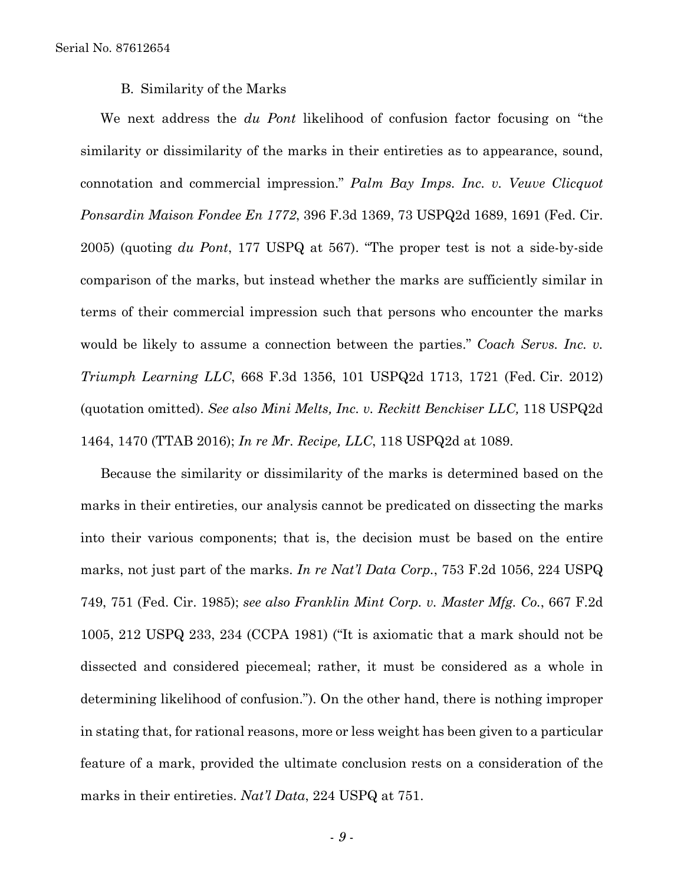### B. Similarity of the Marks

We next address the *du Pont* likelihood of confusion factor focusing on "the similarity or dissimilarity of the marks in their entireties as to appearance, sound, connotation and commercial impression." *Palm Bay Imps. Inc. v. Veuve Clicquot Ponsardin Maison Fondee En 1772*, 396 F.3d 1369, 73 USPQ2d 1689, 1691 (Fed. Cir. 2005) (quoting *du Pont*, 177 USPQ at 567). "The proper test is not a side-by-side comparison of the marks, but instead whether the marks are sufficiently similar in terms of their commercial impression such that persons who encounter the marks would be likely to assume a connection between the parties." *Coach Servs. Inc. v. Triumph Learning LLC*, 668 F.3d 1356, 101 USPQ2d 1713, 1721 (Fed. Cir. 2012) (quotation omitted). *See also Mini Melts, Inc. v. Reckitt Benckiser LLC,* 118 USPQ2d 1464, 1470 (TTAB 2016); *In re Mr. Recipe, LLC*, 118 USPQ2d at 1089.

Because the similarity or dissimilarity of the marks is determined based on the marks in their entireties, our analysis cannot be predicated on dissecting the marks into their various components; that is, the decision must be based on the entire marks, not just part of the marks. *In re Nat'l Data Corp.*, 753 F.2d 1056, 224 USPQ 749, 751 (Fed. Cir. 1985); *see also Franklin Mint Corp. v. Master Mfg. Co.*, 667 F.2d 1005, 212 USPQ 233, 234 (CCPA 1981) ("It is axiomatic that a mark should not be dissected and considered piecemeal; rather, it must be considered as a whole in determining likelihood of confusion."). On the other hand, there is nothing improper in stating that, for rational reasons, more or less weight has been given to a particular feature of a mark, provided the ultimate conclusion rests on a consideration of the marks in their entireties. *Nat'l Data*, 224 USPQ at 751.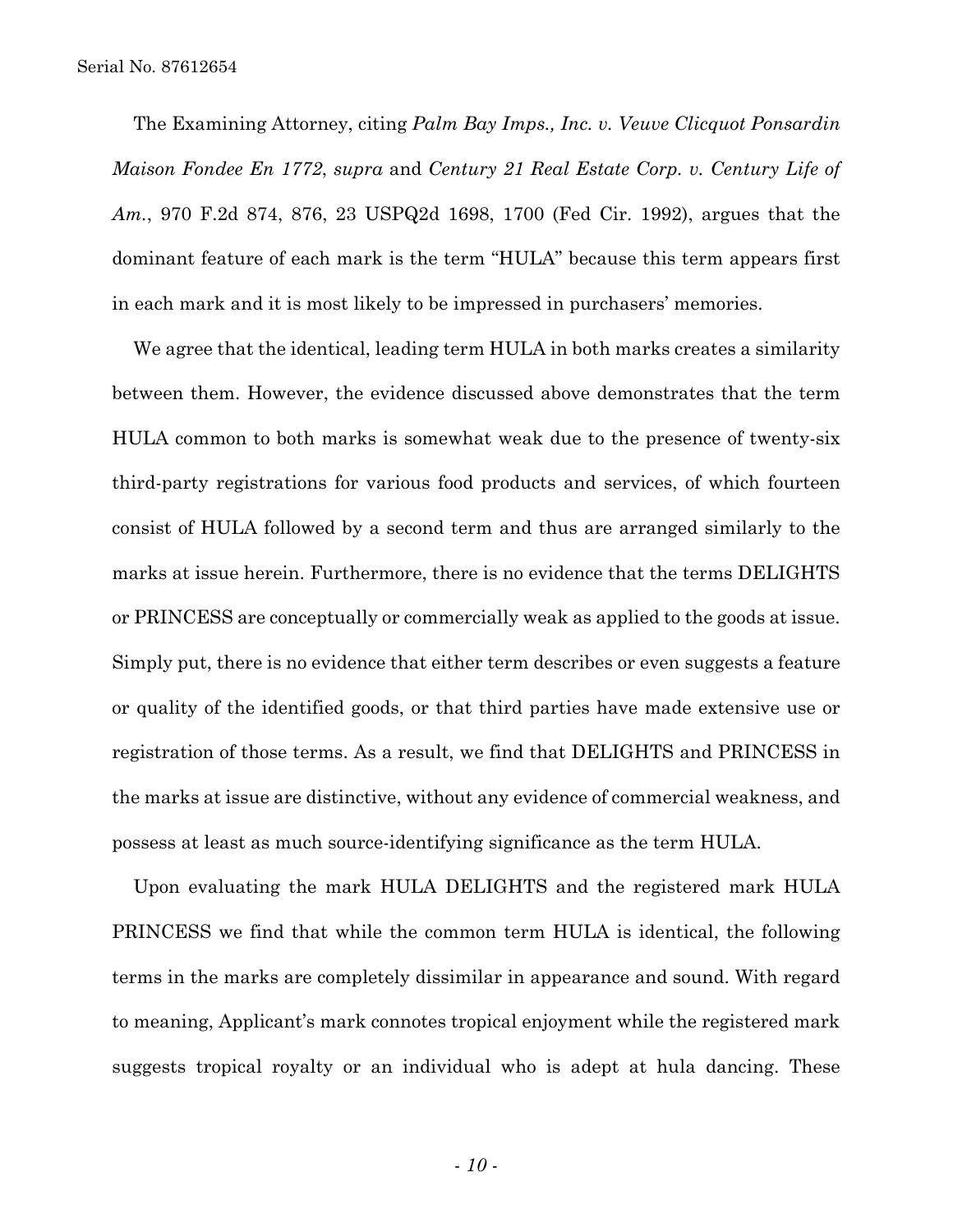The Examining Attorney, citing *Palm Bay Imps., Inc. v. Veuve Clicquot Ponsardin Maison Fondee En 1772*, *supra* and *Century 21 Real Estate Corp. v. Century Life of Am.*, 970 F.2d 874, 876, 23 USPQ2d 1698, 1700 (Fed Cir. 1992), argues that the dominant feature of each mark is the term "HULA" because this term appears first in each mark and it is most likely to be impressed in purchasers' memories.

We agree that the identical, leading term HULA in both marks creates a similarity between them. However, the evidence discussed above demonstrates that the term HULA common to both marks is somewhat weak due to the presence of twenty-six third-party registrations for various food products and services, of which fourteen consist of HULA followed by a second term and thus are arranged similarly to the marks at issue herein. Furthermore, there is no evidence that the terms DELIGHTS or PRINCESS are conceptually or commercially weak as applied to the goods at issue. Simply put, there is no evidence that either term describes or even suggests a feature or quality of the identified goods, or that third parties have made extensive use or registration of those terms. As a result, we find that DELIGHTS and PRINCESS in the marks at issue are distinctive, without any evidence of commercial weakness, and possess at least as much source-identifying significance as the term HULA.

Upon evaluating the mark HULA DELIGHTS and the registered mark HULA PRINCESS we find that while the common term HULA is identical, the following terms in the marks are completely dissimilar in appearance and sound. With regard to meaning, Applicant's mark connotes tropical enjoyment while the registered mark suggests tropical royalty or an individual who is adept at hula dancing. These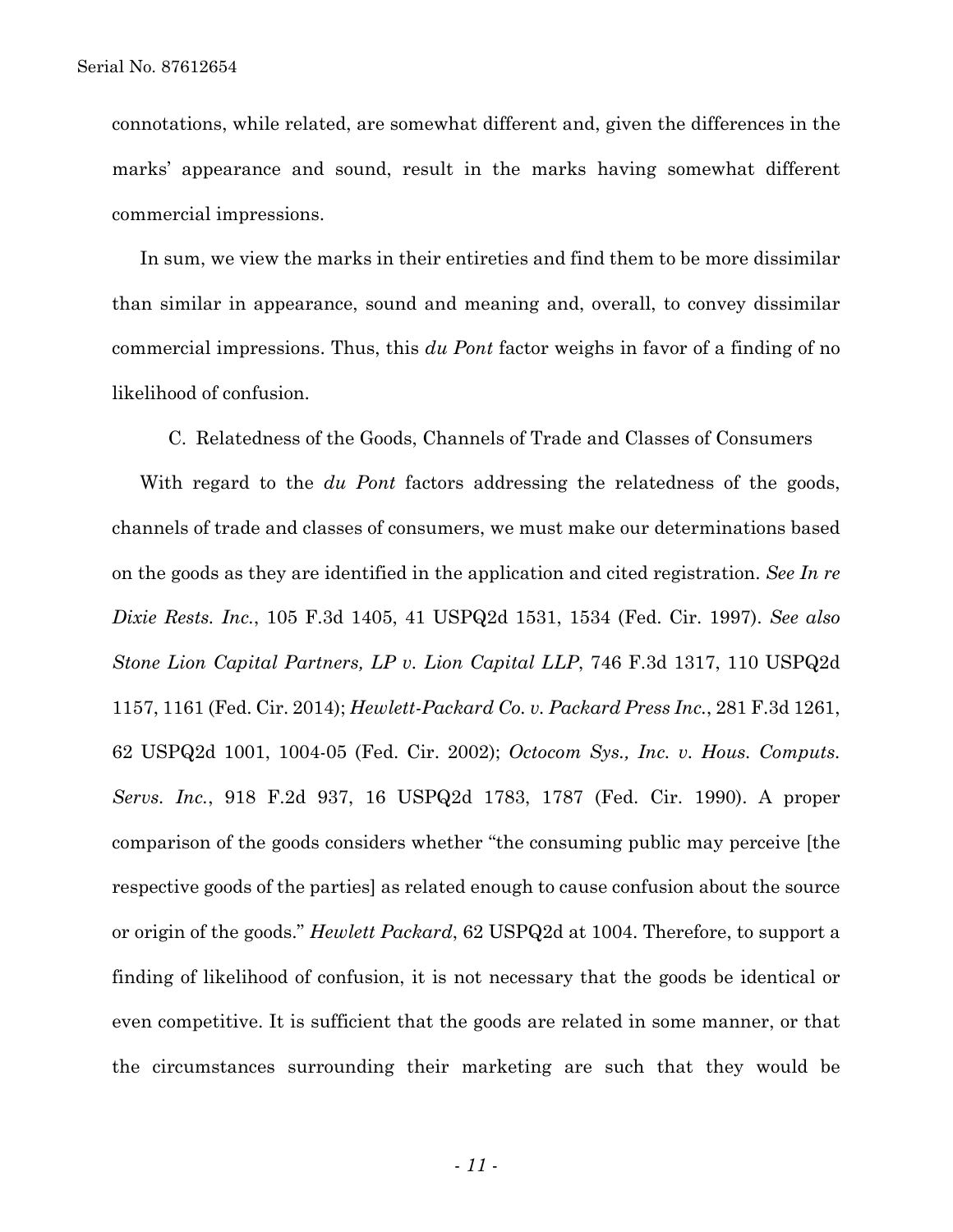connotations, while related, are somewhat different and, given the differences in the marks' appearance and sound, result in the marks having somewhat different commercial impressions.

In sum, we view the marks in their entireties and find them to be more dissimilar than similar in appearance, sound and meaning and, overall, to convey dissimilar commercial impressions. Thus, this *du Pont* factor weighs in favor of a finding of no likelihood of confusion.

### C. Relatedness of the Goods, Channels of Trade and Classes of Consumers

With regard to the *du Pont* factors addressing the relatedness of the goods, channels of trade and classes of consumers, we must make our determinations based on the goods as they are identified in the application and cited registration. *See In re Dixie Rests. Inc.*, 105 F.3d 1405, 41 USPQ2d 1531, 1534 (Fed. Cir. 1997). *See also Stone Lion Capital Partners, LP v. Lion Capital LLP*, 746 F.3d 1317, 110 USPQ2d 1157, 1161 (Fed. Cir. 2014); *Hewlett-Packard Co. v. Packard Press Inc.*, 281 F.3d 1261, 62 USPQ2d 1001, 1004-05 (Fed. Cir. 2002); *Octocom Sys., Inc. v. Hous. Computs. Servs. Inc.*, 918 F.2d 937, 16 USPQ2d 1783, 1787 (Fed. Cir. 1990). A proper comparison of the goods considers whether "the consuming public may perceive [the respective goods of the parties] as related enough to cause confusion about the source or origin of the goods." *Hewlett Packard*, 62 USPQ2d at 1004. Therefore, to support a finding of likelihood of confusion, it is not necessary that the goods be identical or even competitive. It is sufficient that the goods are related in some manner, or that the circumstances surrounding their marketing are such that they would be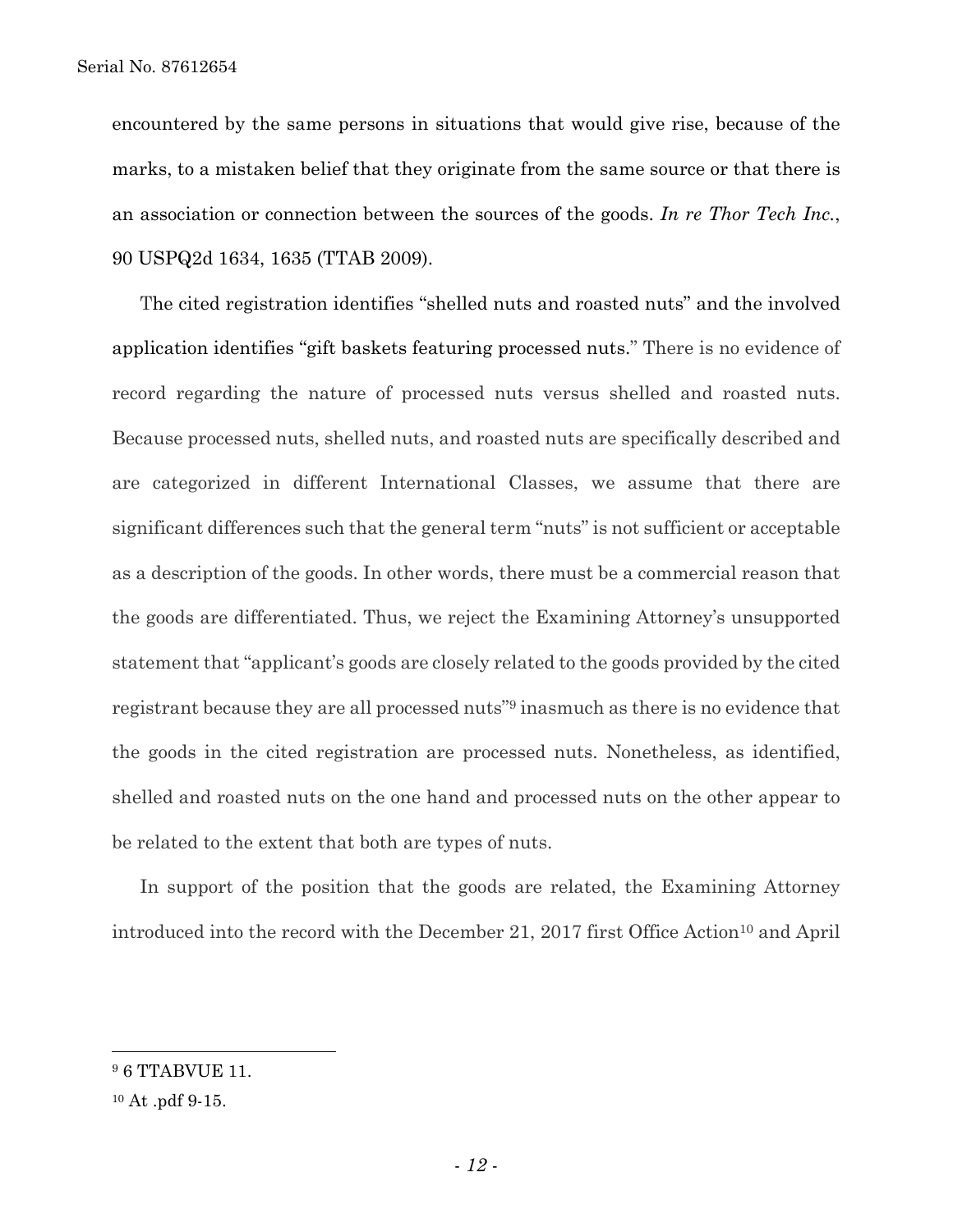encountered by the same persons in situations that would give rise, because of the marks, to a mistaken belief that they originate from the same source or that there is an association or connection between the sources of the goods. *In re Thor Tech Inc.*, 90 USPQ2d 1634, 1635 (TTAB 2009).

The cited registration identifies "shelled nuts and roasted nuts" and the involved application identifies "gift baskets featuring processed nuts." There is no evidence of record regarding the nature of processed nuts versus shelled and roasted nuts. Because processed nuts, shelled nuts, and roasted nuts are specifically described and are categorized in different International Classes, we assume that there are significant differences such that the general term "nuts" is not sufficient or acceptable as a description of the goods. In other words, there must be a commercial reason that the goods are differentiated. Thus, we reject the Examining Attorney's unsupported statement that "applicant's goods are closely related to the goods provided by the cited registrant because they are all processed nuts"[9] inasmuch as there is no evidence that the goods in the cited registration are processed nuts. Nonetheless, as identified, shelled and roasted nuts on the one hand and processed nuts on the other appear to be related to the extent that both are types of nuts.

In support of the position that the goods are related, the Examining Attorney introduced into the record with the December 21, 2017 first Office Action[10] and April

---

[9] 6 TTABVUE 11.

[10] At .pdf 9-15.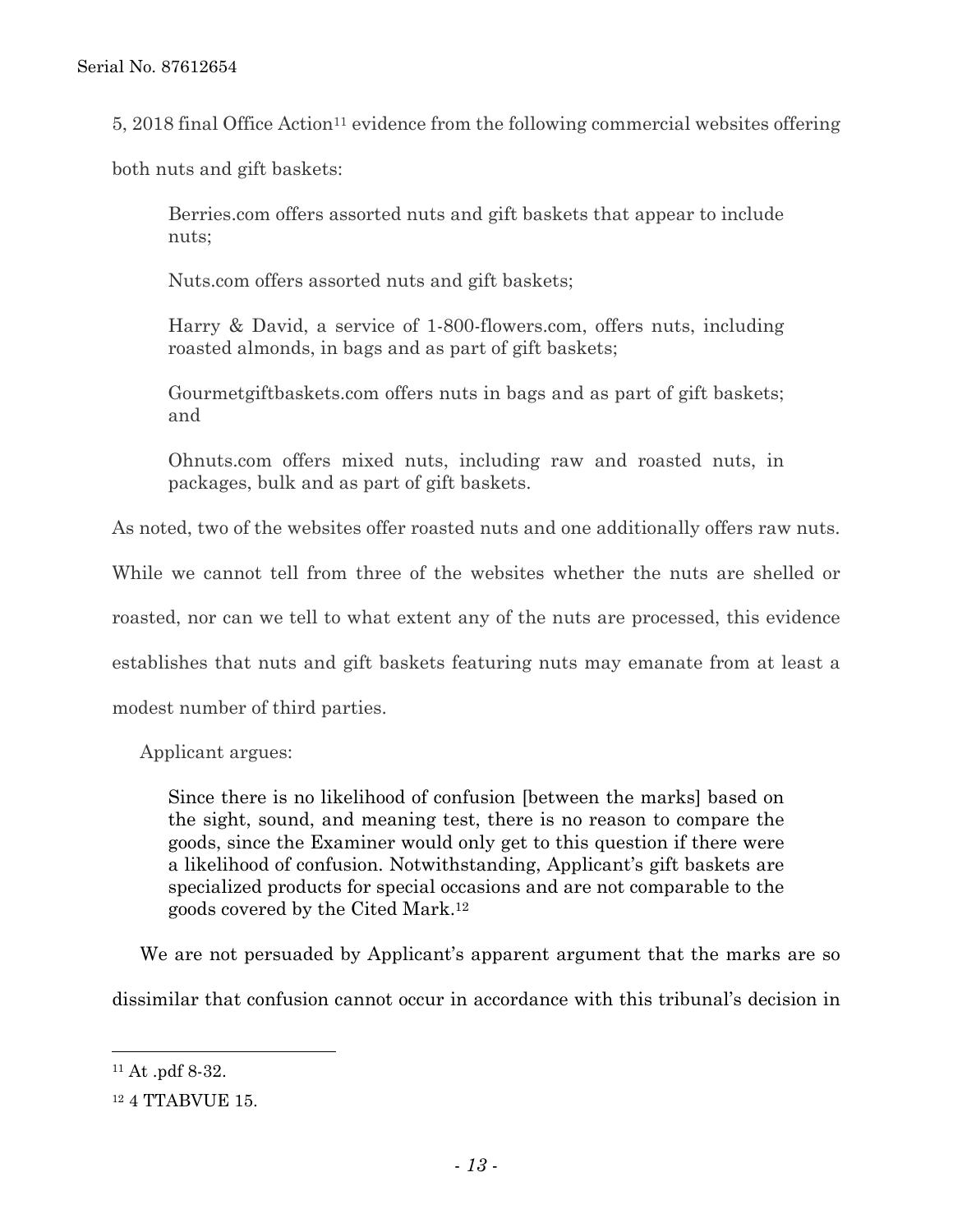5, 2018 final Office Action[11] evidence from the following commercial websites offering both nuts and gift baskets:

> Berries.com offers assorted nuts and gift baskets that appear to include nuts;
>
> Nuts.com offers assorted nuts and gift baskets;
>
> Harry & David, a service of 1-800-flowers.com, offers nuts, including roasted almonds, in bags and as part of gift baskets;
>
> Gourmetgiftbaskets.com offers nuts in bags and as part of gift baskets; and
>
> Ohnuts.com offers mixed nuts, including raw and roasted nuts, in packages, bulk and as part of gift baskets.

As noted, two of the websites offer roasted nuts and one additionally offers raw nuts. While we cannot tell from three of the websites whether the nuts are shelled or roasted, nor can we tell to what extent any of the nuts are processed, this evidence establishes that nuts and gift baskets featuring nuts may emanate from at least a modest number of third parties.

Applicant argues:

> Since there is no likelihood of confusion [between the marks] based on the sight, sound, and meaning test, there is no reason to compare the goods, since the Examiner would only get to this question if there were a likelihood of confusion. Notwithstanding, Applicant's gift baskets are specialized products for special occasions and are not comparable to the goods covered by the Cited Mark.[12]

We are not persuaded by Applicant's apparent argument that the marks are so dissimilar that confusion cannot occur in accordance with this tribunal's decision in

---

[11] At .pdf 8-32.

[12] 4 TTABVUE 15.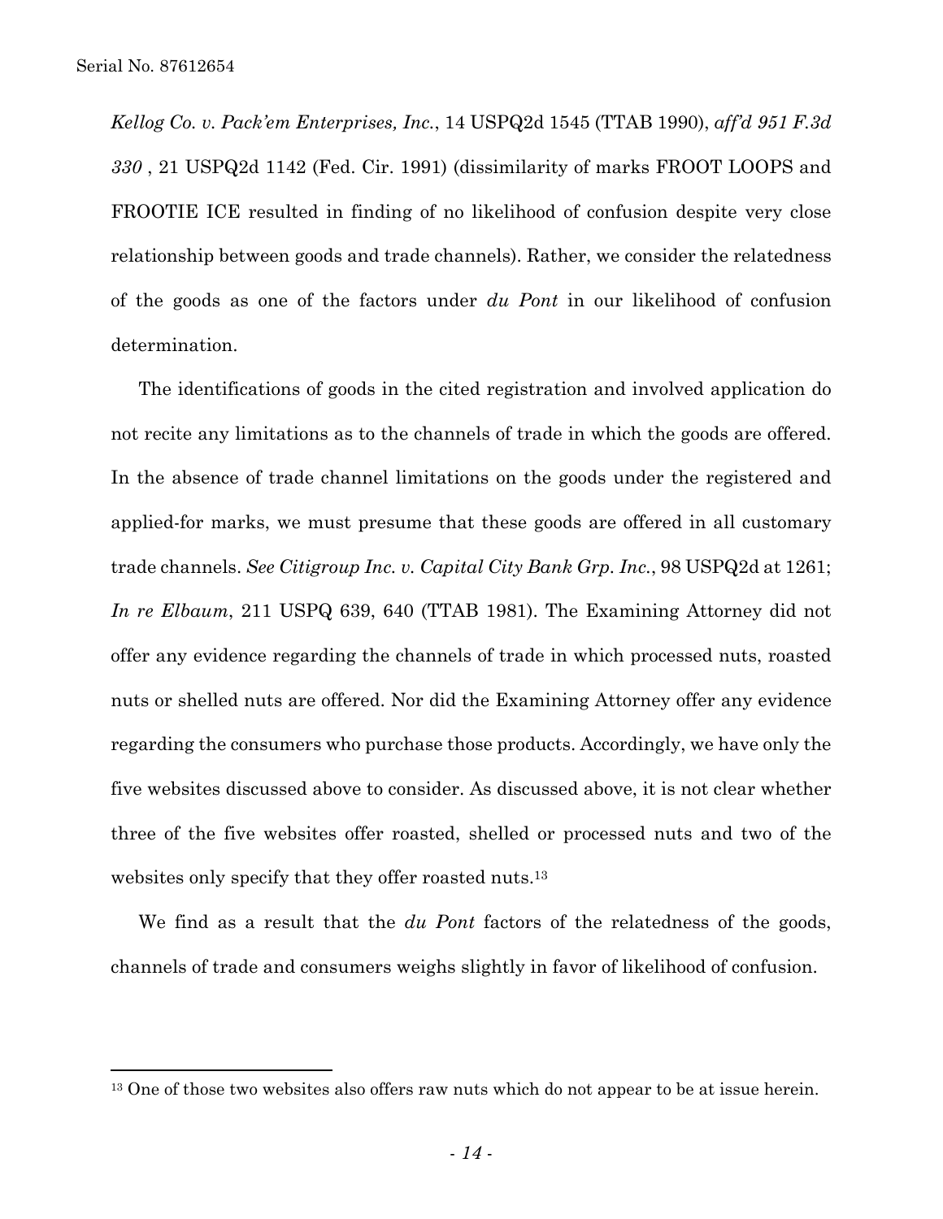*Kellog Co. v. Pack'em Enterprises, Inc.*, 14 USPQ2d 1545 (TTAB 1990), *aff'd 951 F.3d 330* , 21 USPQ2d 1142 (Fed. Cir. 1991) (dissimilarity of marks FROOT LOOPS and FROOTIE ICE resulted in finding of no likelihood of confusion despite very close relationship between goods and trade channels). Rather, we consider the relatedness of the goods as one of the factors under *du Pont* in our likelihood of confusion determination.

The identifications of goods in the cited registration and involved application do not recite any limitations as to the channels of trade in which the goods are offered. In the absence of trade channel limitations on the goods under the registered and applied-for marks, we must presume that these goods are offered in all customary trade channels. *See Citigroup Inc. v. Capital City Bank Grp. Inc.*, 98 USPQ2d at 1261; *In re Elbaum*, 211 USPQ 639, 640 (TTAB 1981). The Examining Attorney did not offer any evidence regarding the channels of trade in which processed nuts, roasted nuts or shelled nuts are offered. Nor did the Examining Attorney offer any evidence regarding the consumers who purchase those products. Accordingly, we have only the five websites discussed above to consider. As discussed above, it is not clear whether three of the five websites offer roasted, shelled or processed nuts and two of the websites only specify that they offer roasted nuts.[13]

We find as a result that the *du Pont* factors of the relatedness of the goods, channels of trade and consumers weighs slightly in favor of likelihood of confusion.

---

[13] One of those two websites also offers raw nuts which do not appear to be at issue herein.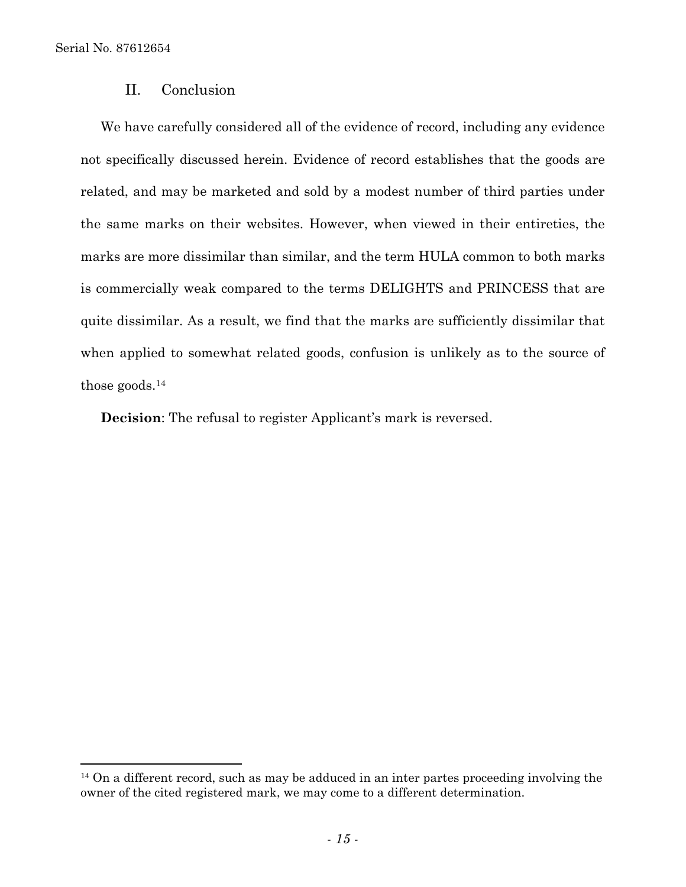## II. Conclusion

We have carefully considered all of the evidence of record, including any evidence not specifically discussed herein. Evidence of record establishes that the goods are related, and may be marketed and sold by a modest number of third parties under the same marks on their websites. However, when viewed in their entireties, the marks are more dissimilar than similar, and the term HULA common to both marks is commercially weak compared to the terms DELIGHTS and PRINCESS that are quite dissimilar. As a result, we find that the marks are sufficiently dissimilar that when applied to somewhat related goods, confusion is unlikely as to the source of those goods.[14]

**Decision**: The refusal to register Applicant's mark is reversed.

[14] On a different record, such as may be adduced in an inter partes proceeding involving the owner of the cited registered mark, we may come to a different determination.